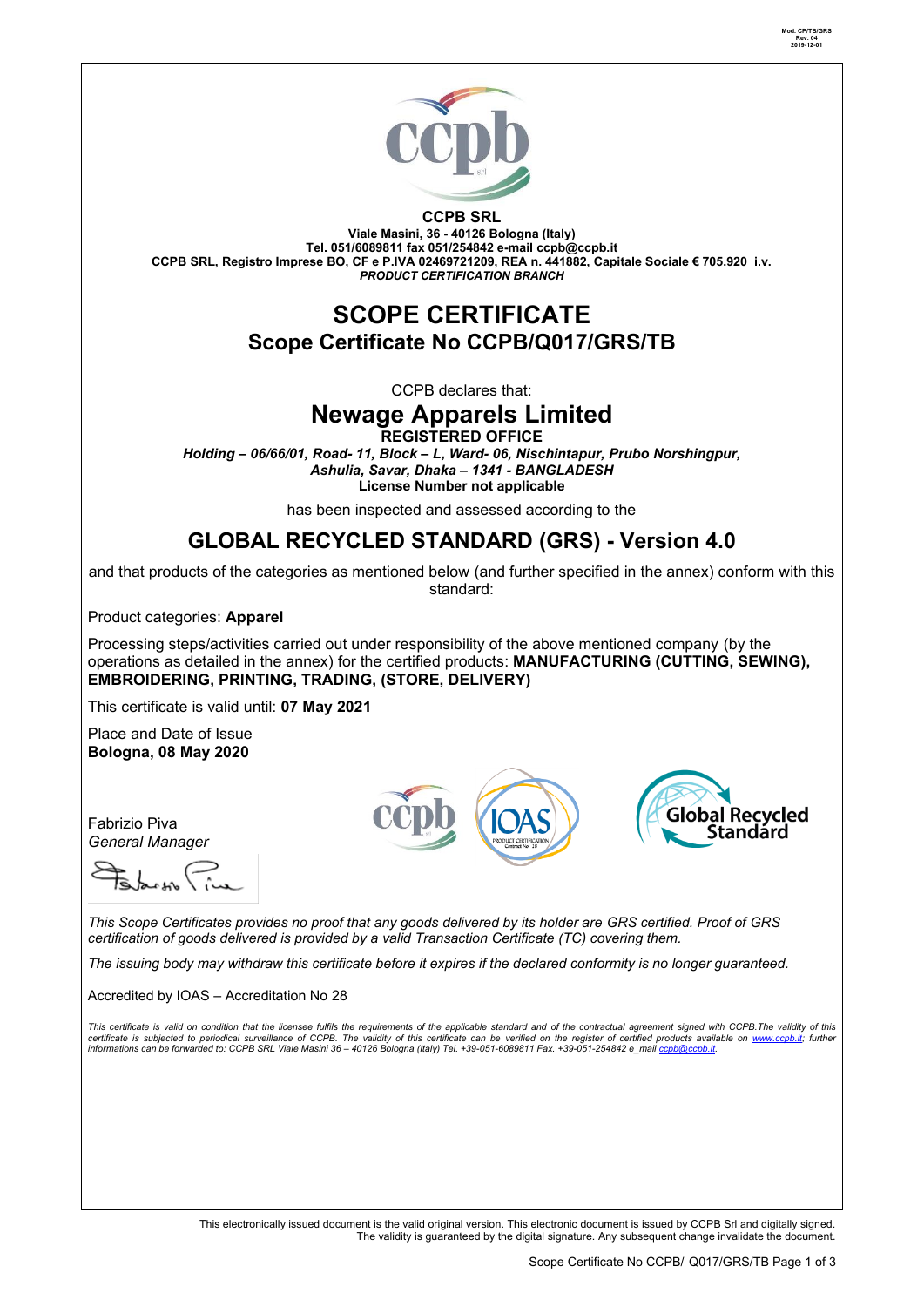Mod. CP/TB/GRS
Rev. 04
2019-12-01

**CCPB SRL**
**Viale Masini, 36 - 40126 Bologna (Italy)**
**Tel. 051/6089811 fax 051/254842 e-mail ccpb@ccpb.it**
**CCPB SRL, Registro Imprese BO, CF e P.IVA 02469721209, REA n. 441882, Capitale Sociale € 705.920 i.v.**
***PRODUCT CERTIFICATION BRANCH***

# SCOPE CERTIFICATE

## Scope Certificate No CCPB/Q017/GRS/TB

CCPB declares that:

## Newage Apparels Limited

**REGISTERED OFFICE**
***Holding – 06/66/01, Road- 11, Block – L, Ward- 06, Nischintapur, Prubo Norshingpur, Ashulia, Savar, Dhaka – 1341 - BANGLADESH***
**License Number not applicable**

has been inspected and assessed according to the

## GLOBAL RECYCLED STANDARD (GRS) - Version 4.0

and that products of the categories as mentioned below (and further specified in the annex) conform with this standard:

Product categories: **Apparel**

Processing steps/activities carried out under responsibility of the above mentioned company (by the operations as detailed in the annex) for the certified products: **MANUFACTURING (CUTTING, SEWING), EMBROIDERING, PRINTING, TRADING, (STORE, DELIVERY)**

This certificate is valid until: **07 May 2021**

Place and Date of Issue
**Bologna, 08 May 2020**

Fabrizio Piva
*General Manager*

*This Scope Certificates provides no proof that any goods delivered by its holder are GRS certified. Proof of GRS certification of goods delivered is provided by a valid Transaction Certificate (TC) covering them.*

*The issuing body may withdraw this certificate before it expires if the declared conformity is no longer guaranteed.*

Accredited by IOAS – Accreditation No 28

*This certificate is valid on condition that the licensee fulfils the requirements of the applicable standard and of the contractual agreement signed with CCPB.The validity of this certificate is subjected to periodical surveillance of CCPB. The validity of this certificate can be verified on the register of certified products available on www.ccpb.it; further informations can be forwarded to: CCPB SRL Viale Masini 36 – 40126 Bologna (Italy) Tel. +39-051-6089811 Fax. +39-051-254842 e_mail ccpb@ccpb.it.*

This electronically issued document is the valid original version. This electronic document is issued by CCPB Srl and digitally signed. The validity is guaranteed by the digital signature. Any subsequent change invalidate the document.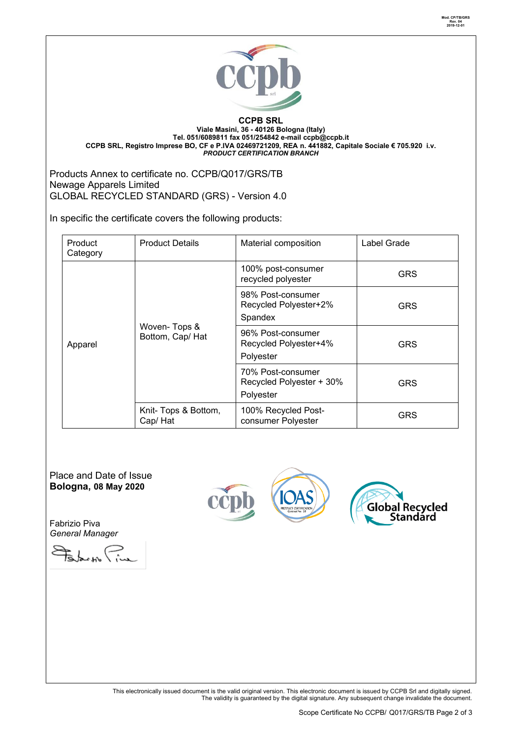Mod. CP/TB/GRS
Rev. 04
2019-12-01

**CCPB SRL**
**Viale Masini, 36 - 40126 Bologna (Italy)**
**Tel. 051/6089811 fax 051/254842 e-mail ccpb@ccpb.it**
**CCPB SRL, Registro Imprese BO, CF e P.IVA 02469721209, REA n. 441882, Capitale Sociale € 705.920 i.v.**
***PRODUCT CERTIFICATION BRANCH***

Products Annex to certificate no. CCPB/Q017/GRS/TB
Newage Apparels Limited
GLOBAL RECYCLED STANDARD (GRS) - Version 4.0

In specific the certificate covers the following products:

| Product Category | Product Details | Material composition | Label Grade |
|---|---|---|---|
| Apparel | Woven- Tops & Bottom, Cap/ Hat | 100% post-consumer recycled polyester | GRS |
| | | 98% Post-consumer Recycled Polyester+2% Spandex | GRS |
| | | 96% Post-consumer Recycled Polyester+4% Polyester | GRS |
| | | 70% Post-consumer Recycled Polyester + 30% Polyester | GRS |
| | Knit- Tops & Bottom, Cap/ Hat | 100% Recycled Post-consumer Polyester | GRS |

Place and Date of Issue
**Bologna, 08 May 2020**

Fabrizio Piva
*General Manager*

This electronically issued document is the valid original version. This electronic document is issued by CCPB Srl and digitally signed. The validity is guaranteed by the digital signature. Any subsequent change invalidate the document.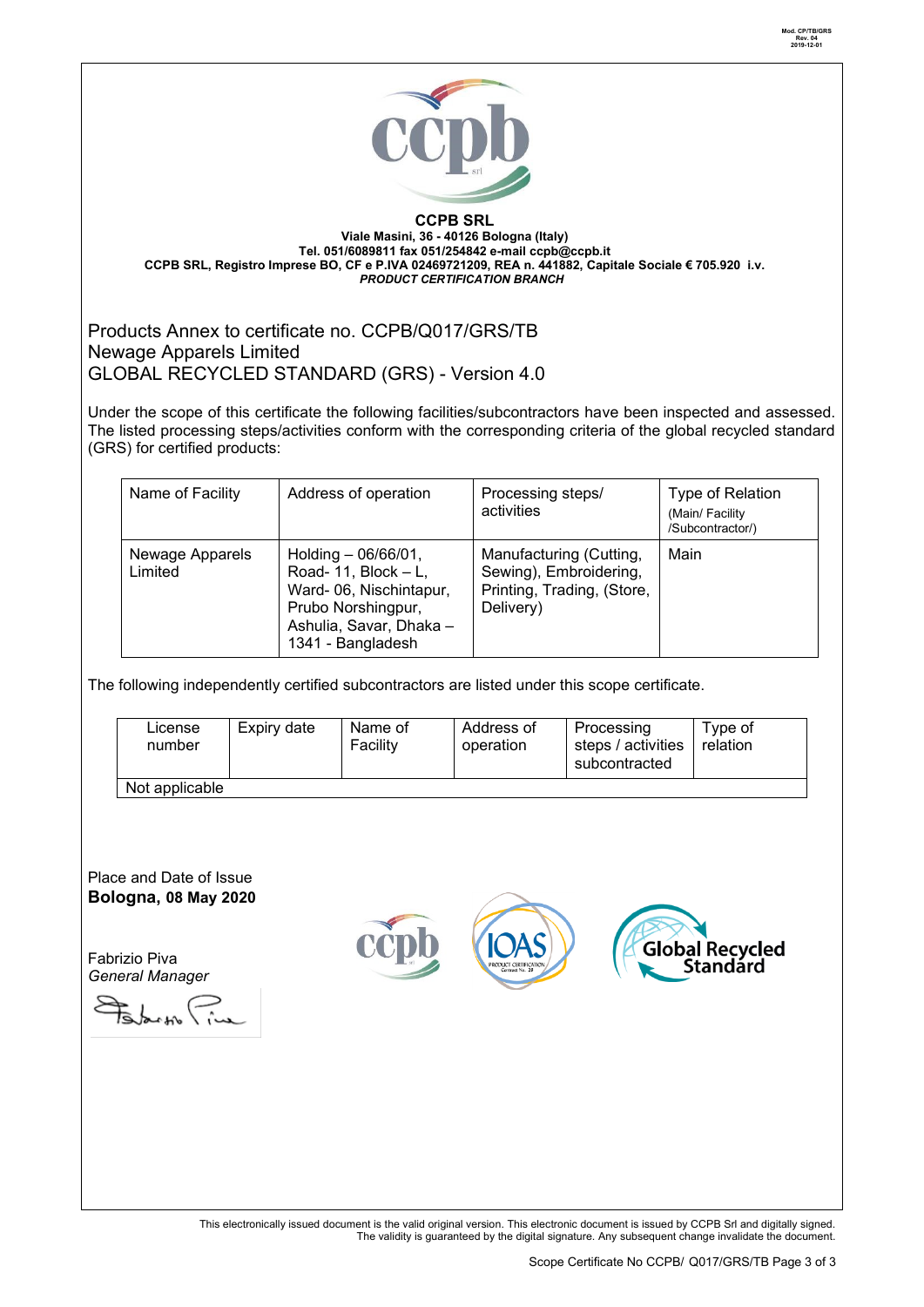Mod. CP/TB/GRS
Rev. 04
2019-12-01

**CCPB SRL**
**Viale Masini, 36 - 40126 Bologna (Italy)**
**Tel. 051/6089811 fax 051/254842 e-mail ccpb@ccpb.it**
**CCPB SRL, Registro Imprese BO, CF e P.IVA 02469721209, REA n. 441882, Capitale Sociale € 705.920 i.v.**
***PRODUCT CERTIFICATION BRANCH***

# Products Annex to certificate no. CCPB/Q017/GRS/TB
# Newage Apparels Limited
# GLOBAL RECYCLED STANDARD (GRS) - Version 4.0

Under the scope of this certificate the following facilities/subcontractors have been inspected and assessed. The listed processing steps/activities conform with the corresponding criteria of the global recycled standard (GRS) for certified products:

| Name of Facility | Address of operation | Processing steps/ activities | Type of Relation (Main/ Facility /Subcontractor/) |
|---|---|---|---|
| Newage Apparels Limited | Holding – 06/66/01, Road- 11, Block – L, Ward- 06, Nischintapur, Prubo Norshingpur, Ashulia, Savar, Dhaka – 1341 - Bangladesh | Manufacturing (Cutting, Sewing), Embroidering, Printing, Trading, (Store, Delivery) | Main |

The following independently certified subcontractors are listed under this scope certificate.

| License number | Expiry date | Name of Facility | Address of operation | Processing steps / activities subcontracted | Type of relation |
|---|---|---|---|---|---|
| Not applicable | | | | | |

Place and Date of Issue
**Bologna, 08 May 2020**

Fabrizio Piva
*General Manager*

This electronically issued document is the valid original version. This electronic document is issued by CCPB Srl and digitally signed. The validity is guaranteed by the digital signature. Any subsequent change invalidate the document.